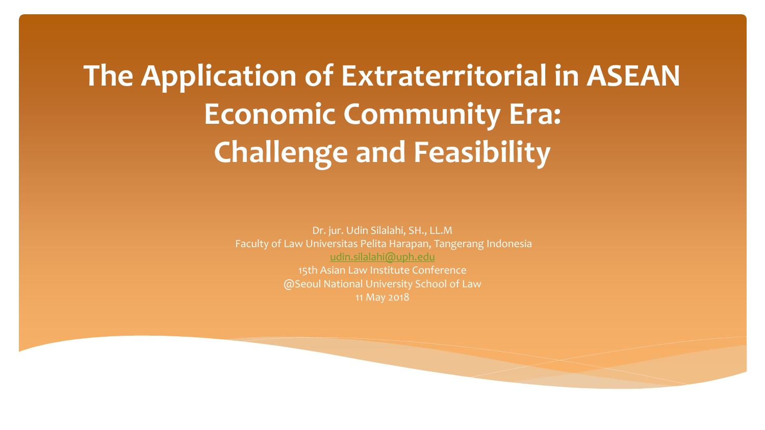# The Application of Extraterritorial in ASEAN Economic Community Era: Challenge and Feasibility

Dr. jur. Udin Silalahi, SH., LL.M
Faculty of Law Universitas Pelita Harapan, Tangerang Indonesia
udin.silalahi@uph.edu
15th Asian Law Institute Conference
@Seoul National University School of Law
11 May 2018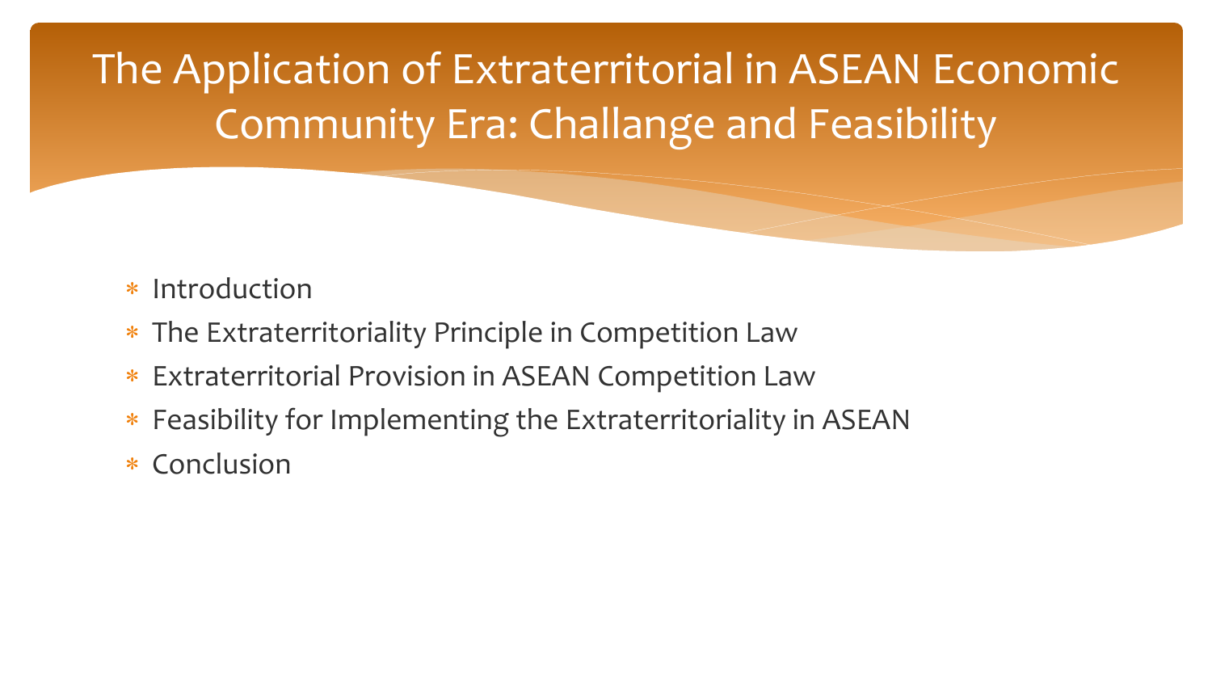# The Application of Extraterritorial in ASEAN Economic Community Era: Challange and Feasibility

- Introduction
- The Extraterritoriality Principle in Competition Law
- Extraterritorial Provision in ASEAN Competition Law
- Feasibility for Implementing the Extraterritoriality in ASEAN
- Conclusion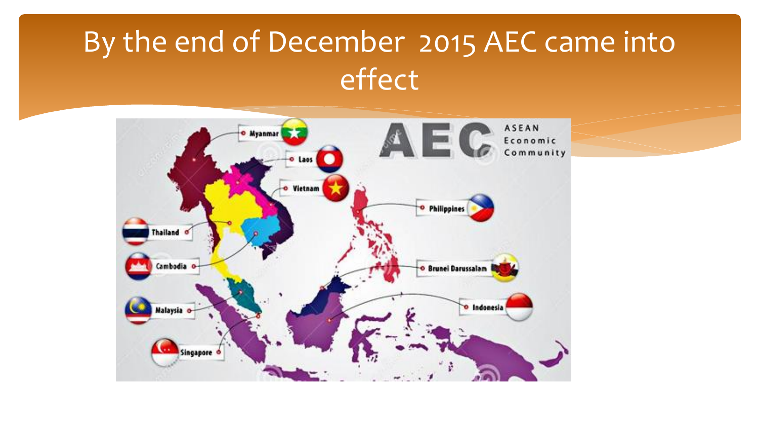# By the end of December 2015 AEC came into effect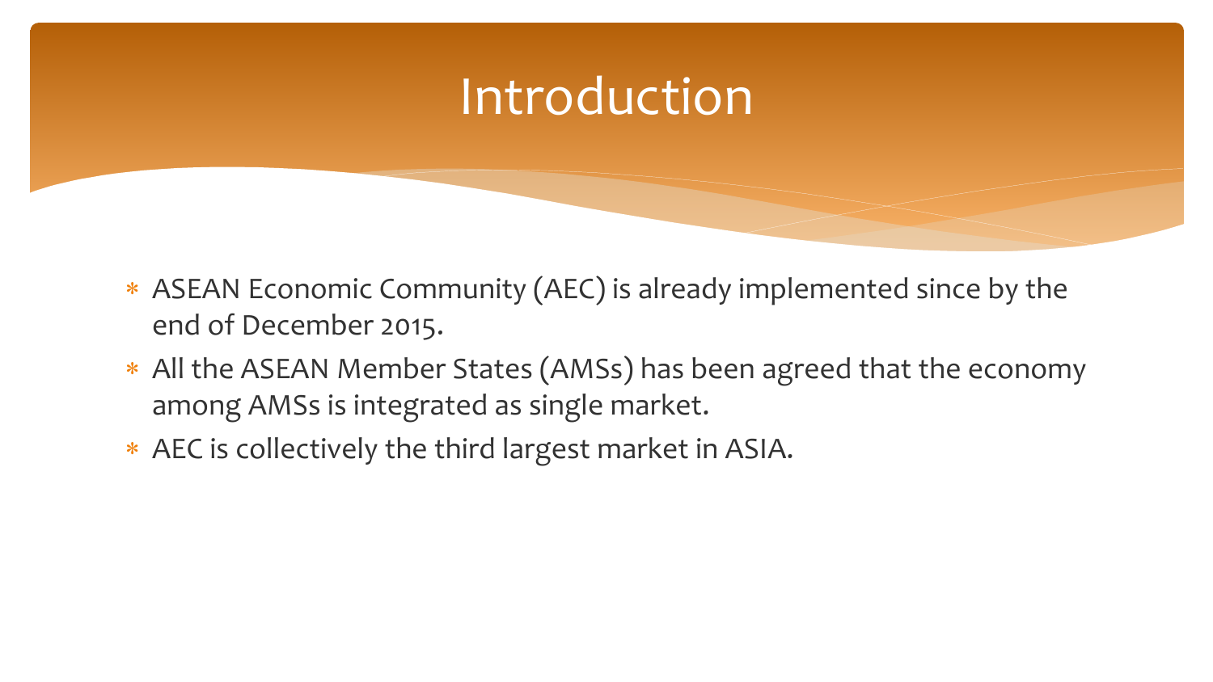# Introduction

- ASEAN Economic Community (AEC) is already implemented since by the end of December 2015.
- All the ASEAN Member States (AMSs) has been agreed that the economy among AMSs is integrated as single market.
- AEC is collectively the third largest market in ASIA.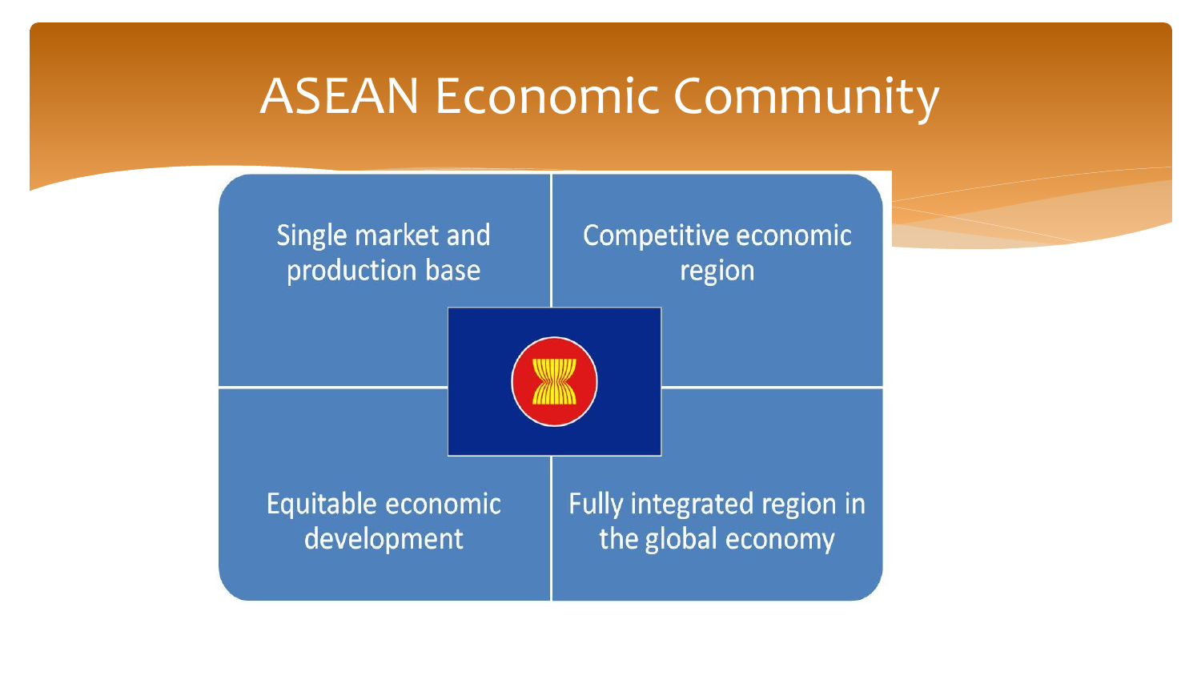# ASEAN Economic Community

- Single market and production base
- Competitive economic region
- Equitable economic development
- Fully integrated region in the global economy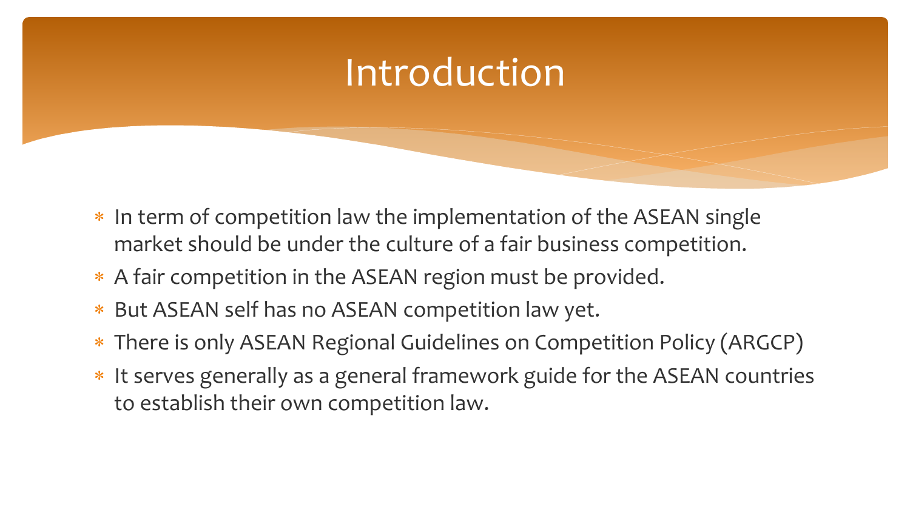# Introduction

* In term of competition law the implementation of the ASEAN single market should be under the culture of a fair business competition.
* A fair competition in the ASEAN region must be provided.
* But ASEAN self has no ASEAN competition law yet.
* There is only ASEAN Regional Guidelines on Competition Policy (ARGCP)
* It serves generally as a general framework guide for the ASEAN countries to establish their own competition law.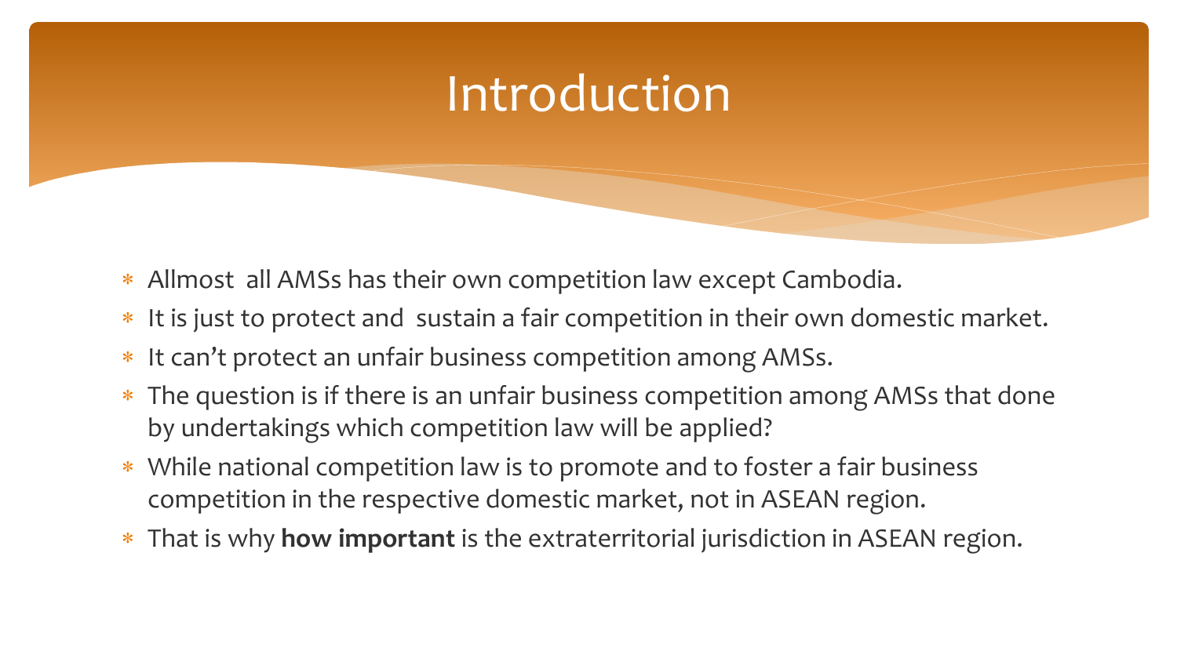# Introduction

* Allmost  all AMSs has their own competition law except Cambodia.
* It is just to protect and  sustain a fair competition in their own domestic market.
* It can’t protect an unfair business competition among AMSs.
* The question is if there is an unfair business competition among AMSs that done by undertakings which competition law will be applied?
* While national competition law is to promote and to foster a fair business competition in the respective domestic market, not in ASEAN region.
* That is why **how important** is the extraterritorial jurisdiction in ASEAN region.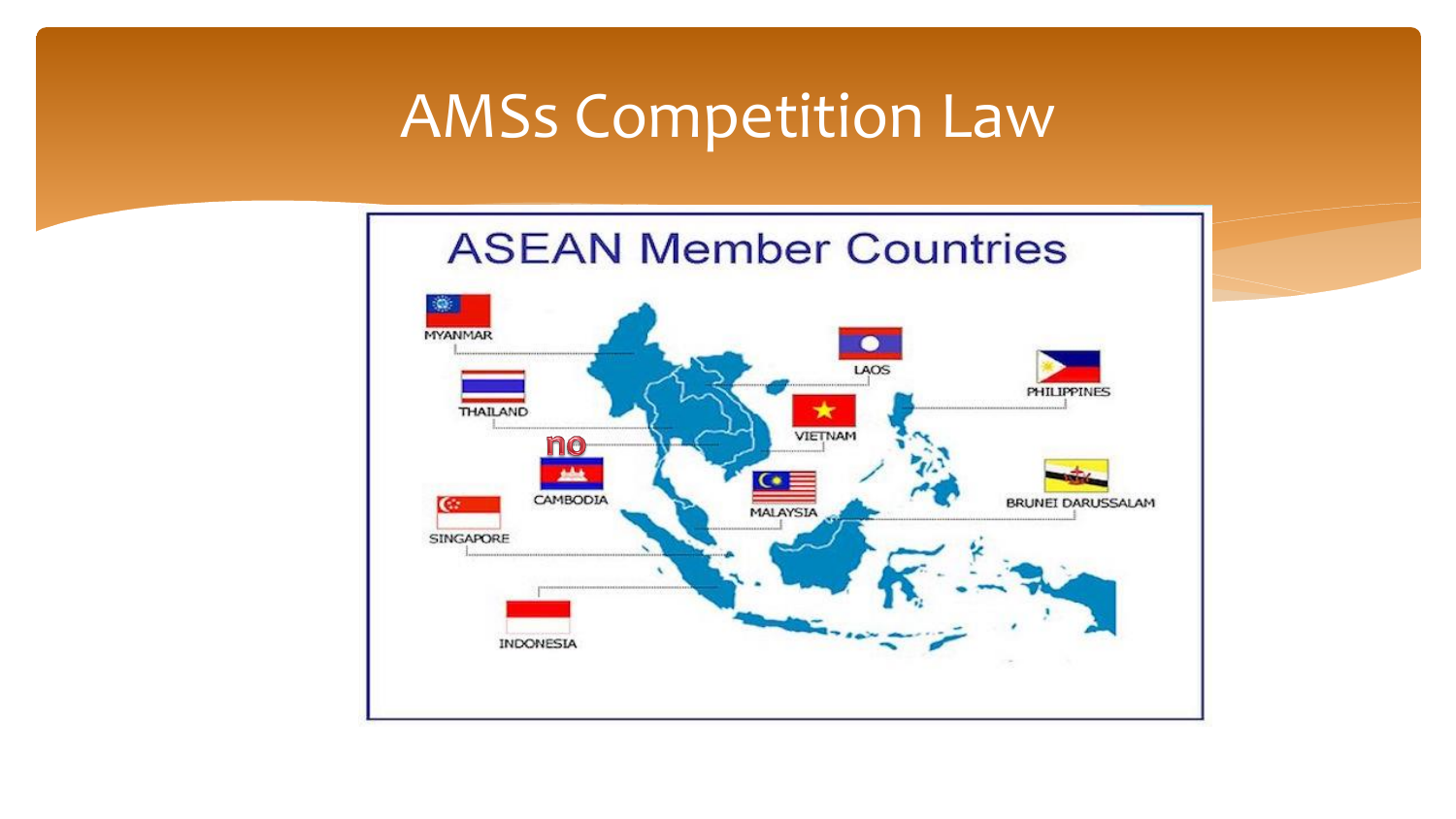# AMSs Competition Law

ASEAN Member Countries

MYANMAR

THAILAND

no

CAMBODIA

SINGAPORE

INDONESIA

LAOS

VIETNAM

MALAYSIA

PHILIPPINES

BRUNEI DARUSSALAM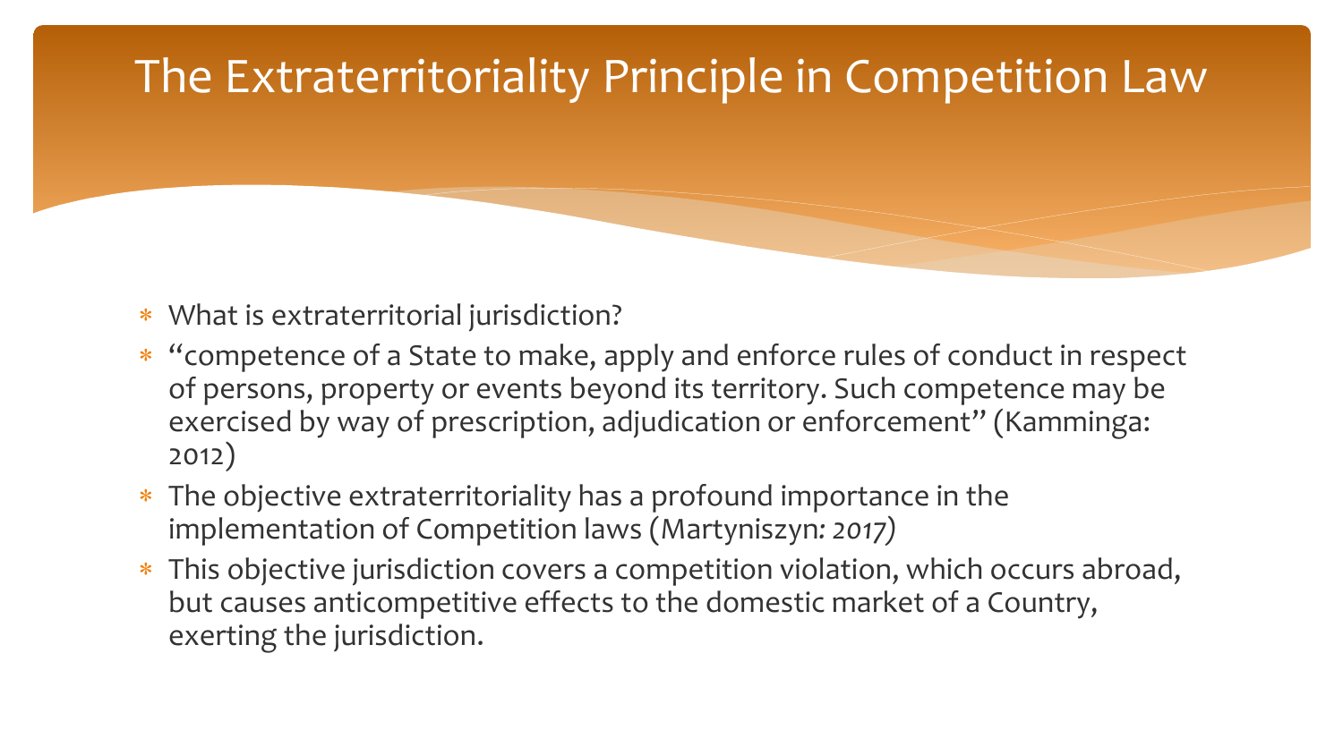# The Extraterritoriality Principle in Competition Law

- What is extraterritorial jurisdiction?
- "competence of a State to make, apply and enforce rules of conduct in respect of persons, property or events beyond its territory. Such competence may be exercised by way of prescription, adjudication or enforcement" (Kamminga: 2012)
- The objective extraterritoriality has a profound importance in the implementation of Competition laws (Martyniszyn*: 2017)*
- This objective jurisdiction covers a competition violation, which occurs abroad, but causes anticompetitive effects to the domestic market of a Country, exerting the jurisdiction.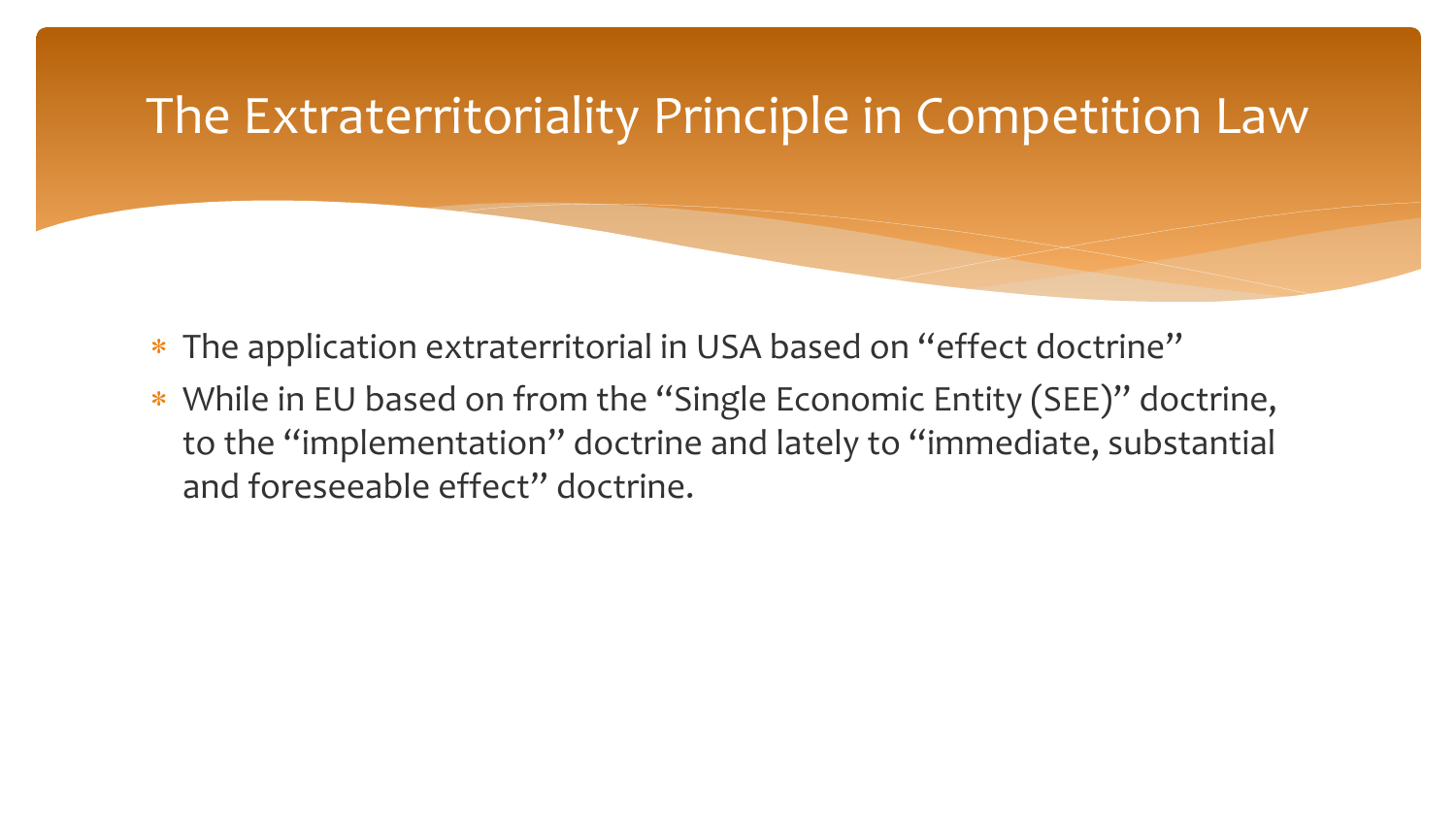# The Extraterritoriality Principle in Competition Law

- The application extraterritorial in USA based on "effect doctrine"
- While in EU based on from the "Single Economic Entity (SEE)" doctrine, to the "implementation" doctrine and lately to "immediate, substantial and foreseeable effect" doctrine.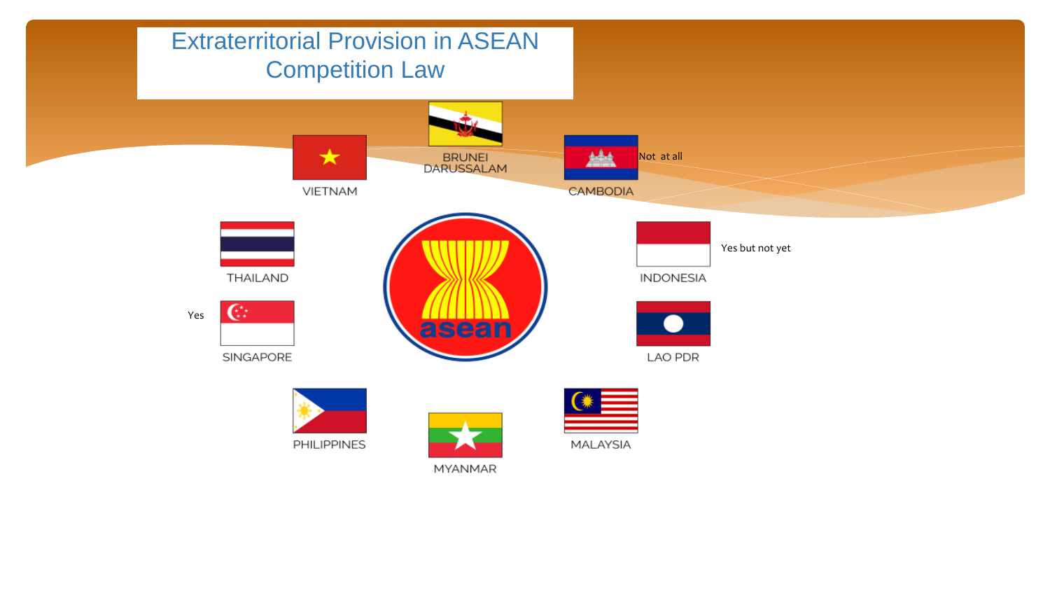# Extraterritorial Provision in ASEAN Competition Law

BRUNEI DARUSSALAM

VIETNAM

CAMBODIA Not at all

THAILAND

INDONESIA Yes but not yet

Yes SINGAPORE

LAO PDR

PHILIPPINES

MYANMAR

MALAYSIA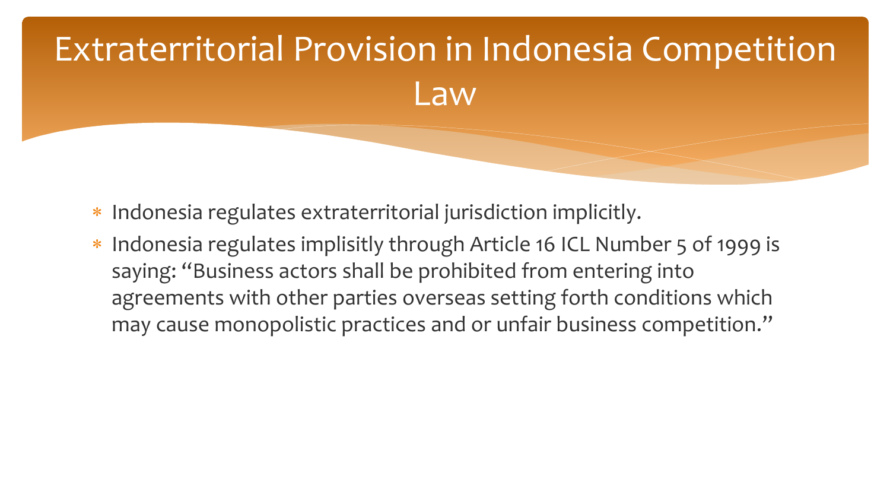# Extraterritorial Provision in Indonesia Competition Law

- Indonesia regulates extraterritorial jurisdiction implicitly.
- Indonesia regulates implisitly through Article 16 ICL Number 5 of 1999 is saying: "Business actors shall be prohibited from entering into agreements with other parties overseas setting forth conditions which may cause monopolistic practices and or unfair business competition."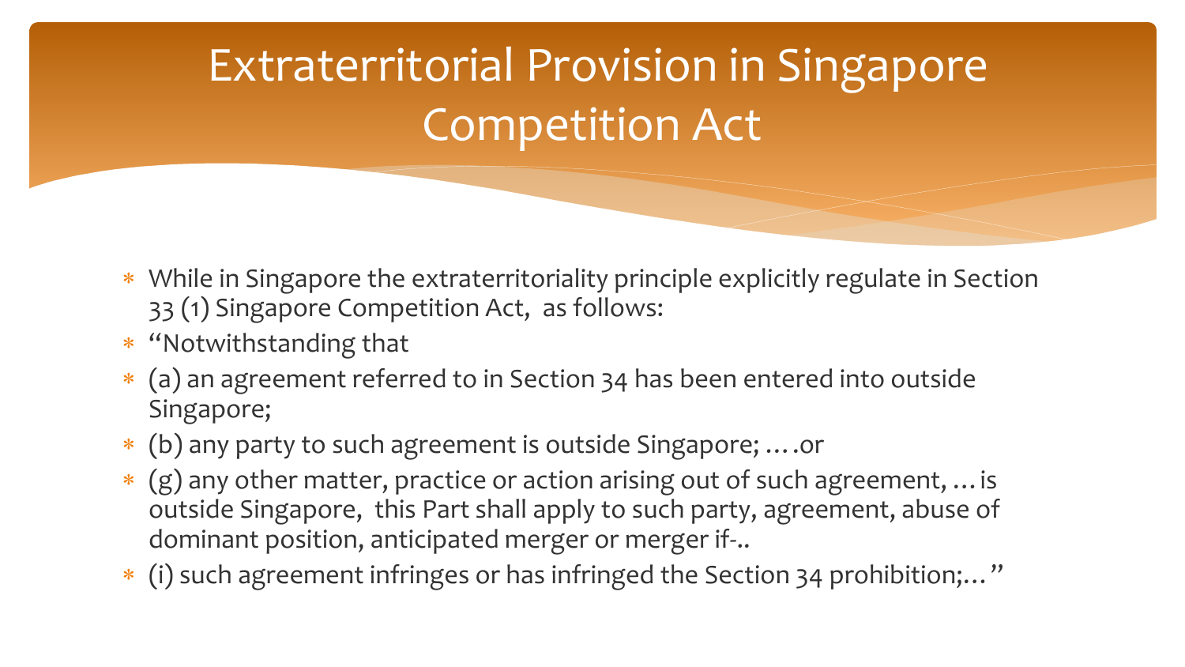# Extraterritorial Provision in Singapore Competition Act

* While in Singapore the extraterritoriality principle explicitly regulate in Section 33 (1) Singapore Competition Act, as follows:
* "Notwithstanding that
* (a) an agreement referred to in Section 34 has been entered into outside Singapore;
* (b) any party to such agreement is outside Singapore; ….or
* (g) any other matter, practice or action arising out of such agreement, … is outside Singapore, this Part shall apply to such party, agreement, abuse of dominant position, anticipated merger or merger if-..
* (i) such agreement infringes or has infringed the Section 34 prohibition;…"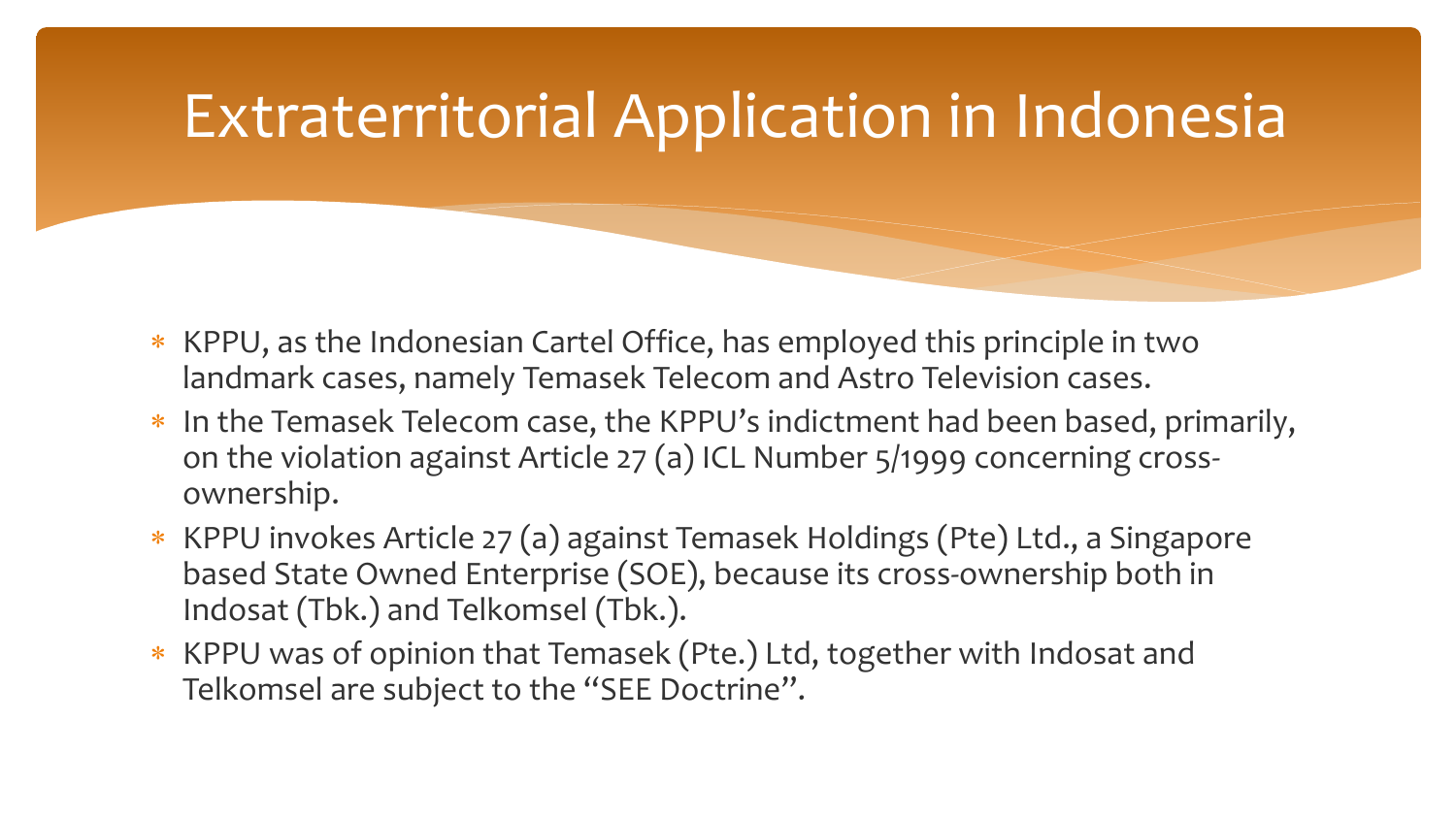# Extraterritorial Application in Indonesia

- KPPU, as the Indonesian Cartel Office, has employed this principle in two landmark cases, namely Temasek Telecom and Astro Television cases.
- In the Temasek Telecom case, the KPPU's indictment had been based, primarily, on the violation against Article 27 (a) ICL Number 5/1999 concerning cross-ownership.
- KPPU invokes Article 27 (a) against Temasek Holdings (Pte) Ltd., a Singapore based State Owned Enterprise (SOE), because its cross-ownership both in Indosat (Tbk.) and Telkomsel (Tbk.).
- KPPU was of opinion that Temasek (Pte.) Ltd, together with Indosat and Telkomsel are subject to the "SEE Doctrine".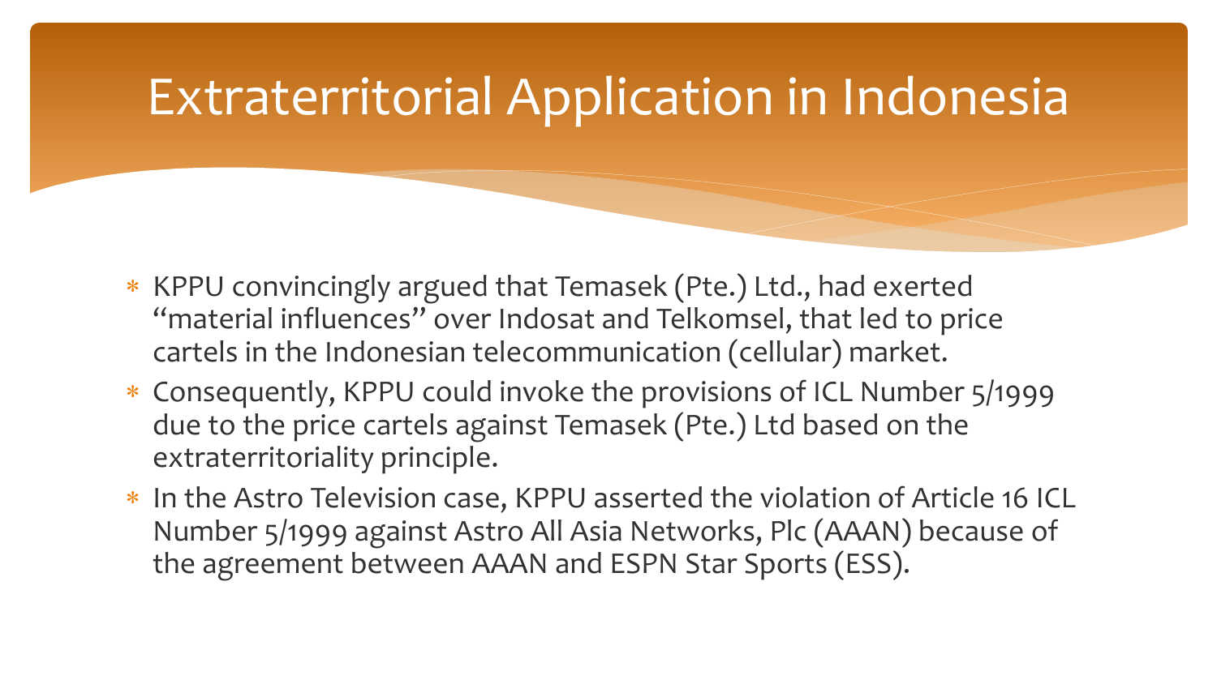# Extraterritorial Application in Indonesia

- KPPU convincingly argued that Temasek (Pte.) Ltd., had exerted "material influences" over Indosat and Telkomsel, that led to price cartels in the Indonesian telecommunication (cellular) market.
- Consequently, KPPU could invoke the provisions of ICL Number 5/1999 due to the price cartels against Temasek (Pte.) Ltd based on the extraterritoriality principle.
- In the Astro Television case, KPPU asserted the violation of Article 16 ICL Number 5/1999 against Astro All Asia Networks, Plc (AAAN) because of the agreement between AAAN and ESPN Star Sports (ESS).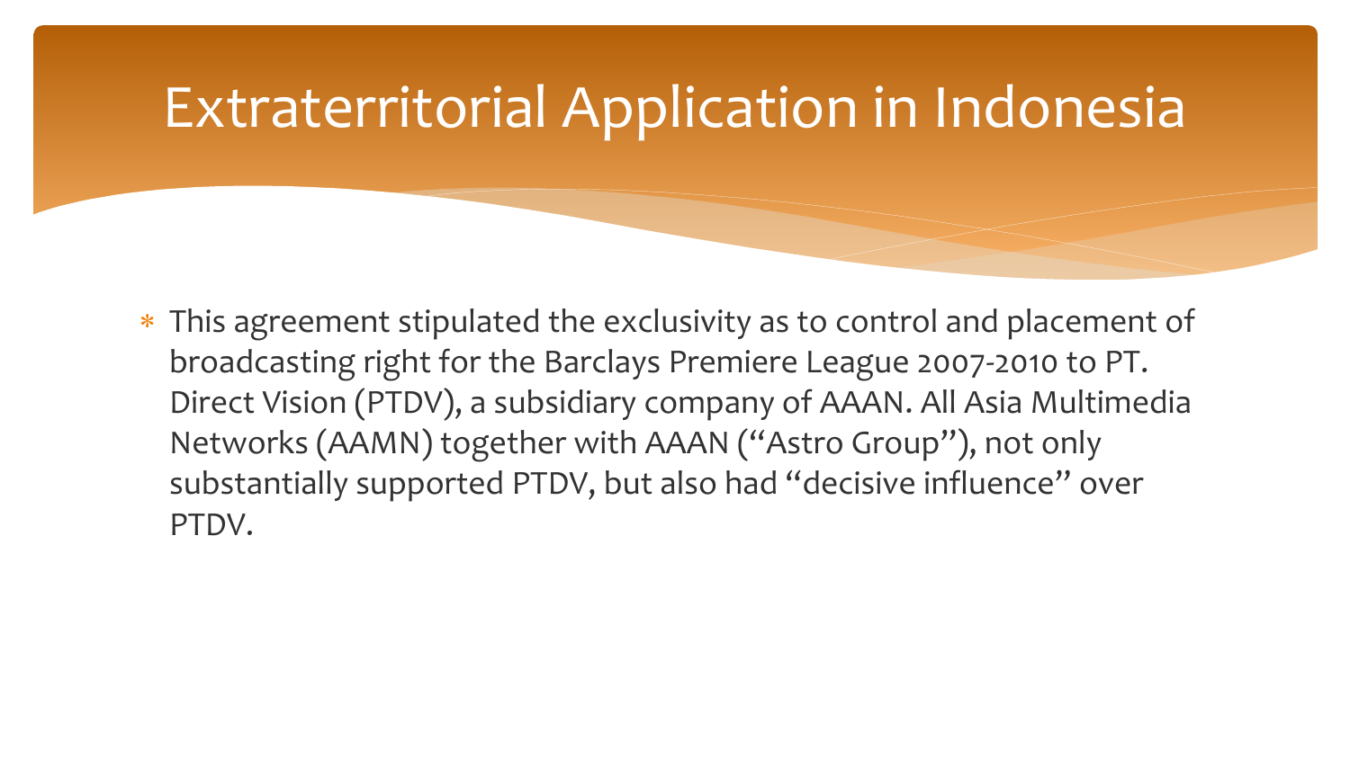# Extraterritorial Application in Indonesia

* This agreement stipulated the exclusivity as to control and placement of broadcasting right for the Barclays Premiere League 2007-2010 to PT. Direct Vision (PTDV), a subsidiary company of AAAN. All Asia Multimedia Networks (AAMN) together with AAAN ("Astro Group"), not only substantially supported PTDV, but also had "decisive influence" over PTDV.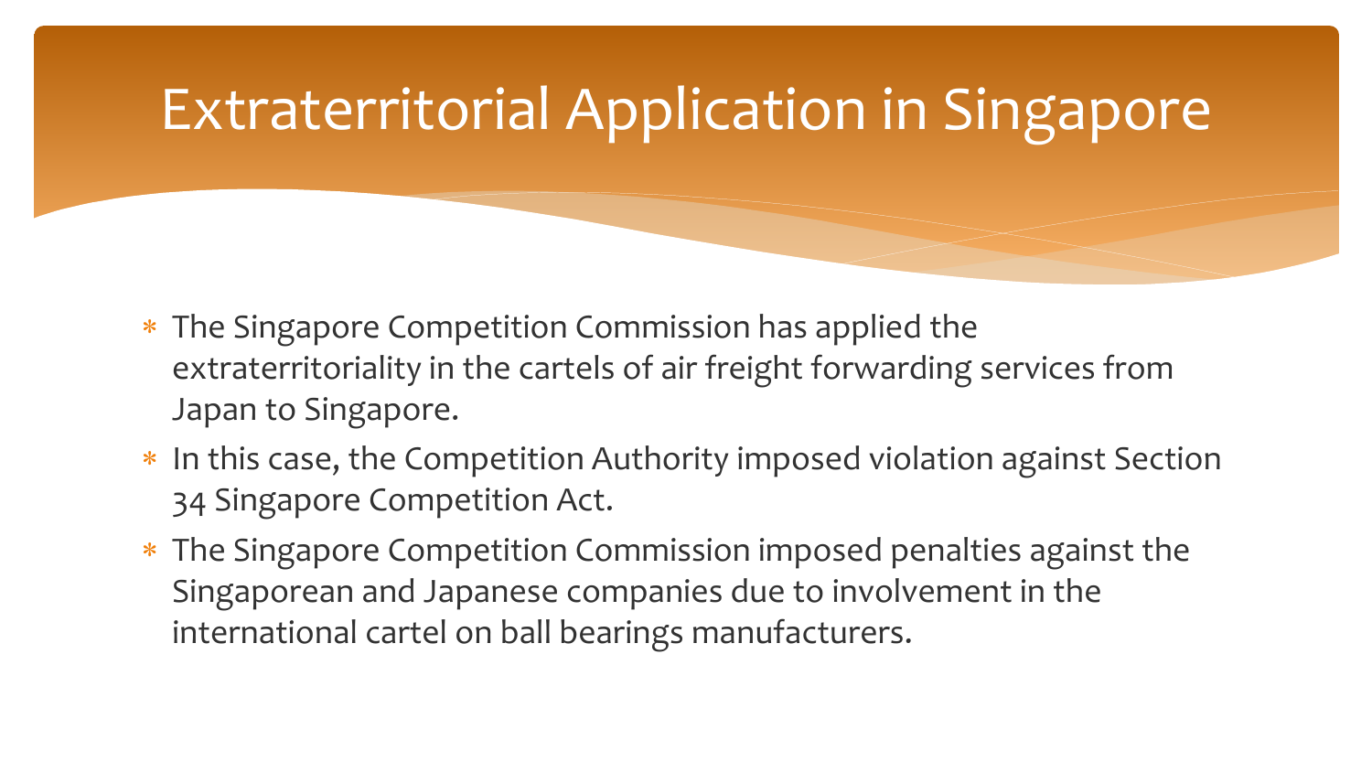# Extraterritorial Application in Singapore

* The Singapore Competition Commission has applied the extraterritoriality in the cartels of air freight forwarding services from Japan to Singapore.
* In this case, the Competition Authority imposed violation against Section 34 Singapore Competition Act.
* The Singapore Competition Commission imposed penalties against the Singaporean and Japanese companies due to involvement in the international cartel on ball bearings manufacturers.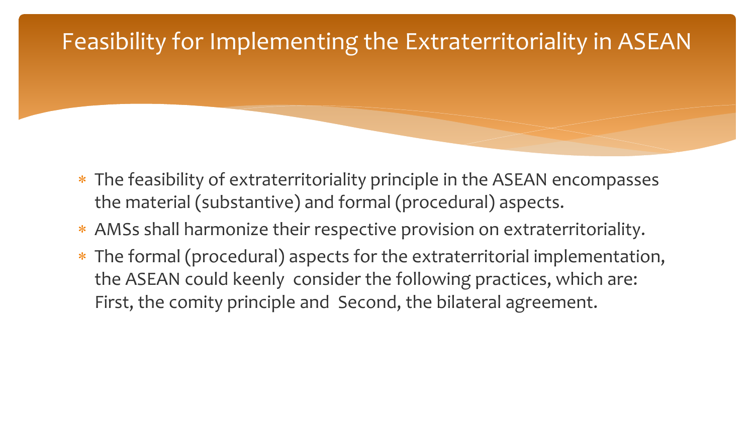# Feasibility for Implementing the Extraterritoriality in ASEAN

- The feasibility of extraterritoriality principle in the ASEAN encompasses the material (substantive) and formal (procedural) aspects.
- AMSs shall harmonize their respective provision on extraterritoriality.
- The formal (procedural) aspects for the extraterritorial implementation, the ASEAN could keenly consider the following practices, which are: First, the comity principle and Second, the bilateral agreement.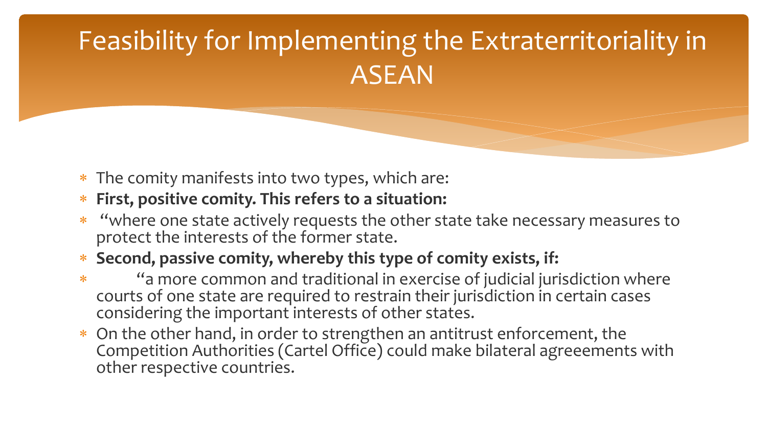# Feasibility for Implementing the Extraterritoriality in ASEAN

- The comity manifests into two types, which are:
- **First, positive comity. This refers to a situation:**
- "where one state actively requests the other state take necessary measures to protect the interests of the former state.
- **Second, passive comity, whereby this type of comity exists, if:**
- "a more common and traditional in exercise of judicial jurisdiction where courts of one state are required to restrain their jurisdiction in certain cases considering the important interests of other states.
- On the other hand, in order to strengthen an antitrust enforcement, the Competition Authorities (Cartel Office) could make bilateral agreeements with other respective countries.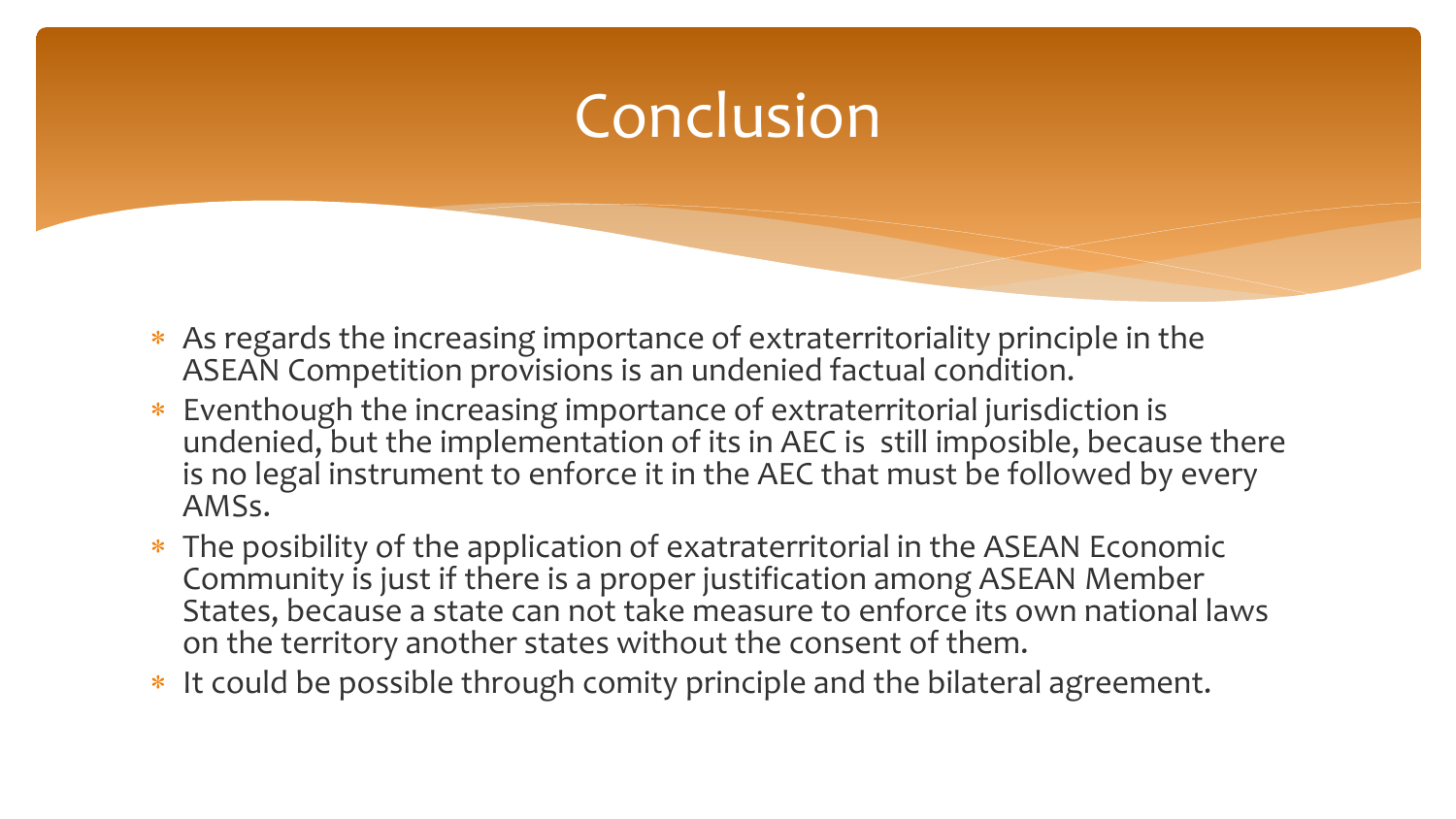# Conclusion

- As regards the increasing importance of extraterritoriality principle in the ASEAN Competition provisions is an undenied factual condition.
- Eventhough the increasing importance of extraterritorial jurisdiction is undenied, but the implementation of its in AEC is still imposible, because there is no legal instrument to enforce it in the AEC that must be followed by every AMSs.
- The posibility of the application of exatraterritorial in the ASEAN Economic Community is just if there is a proper justification among ASEAN Member States, because a state can not take measure to enforce its own national laws on the territory another states without the consent of them.
- It could be possible through comity principle and the bilateral agreement.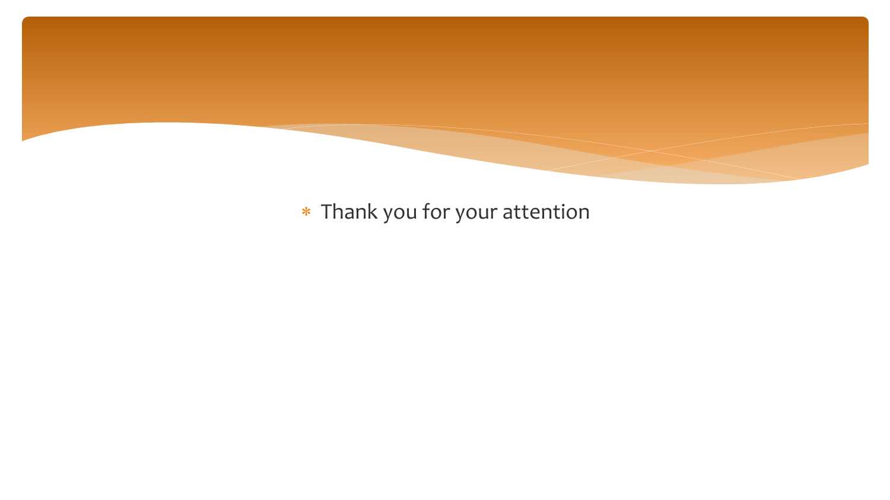- Thank you for your attention